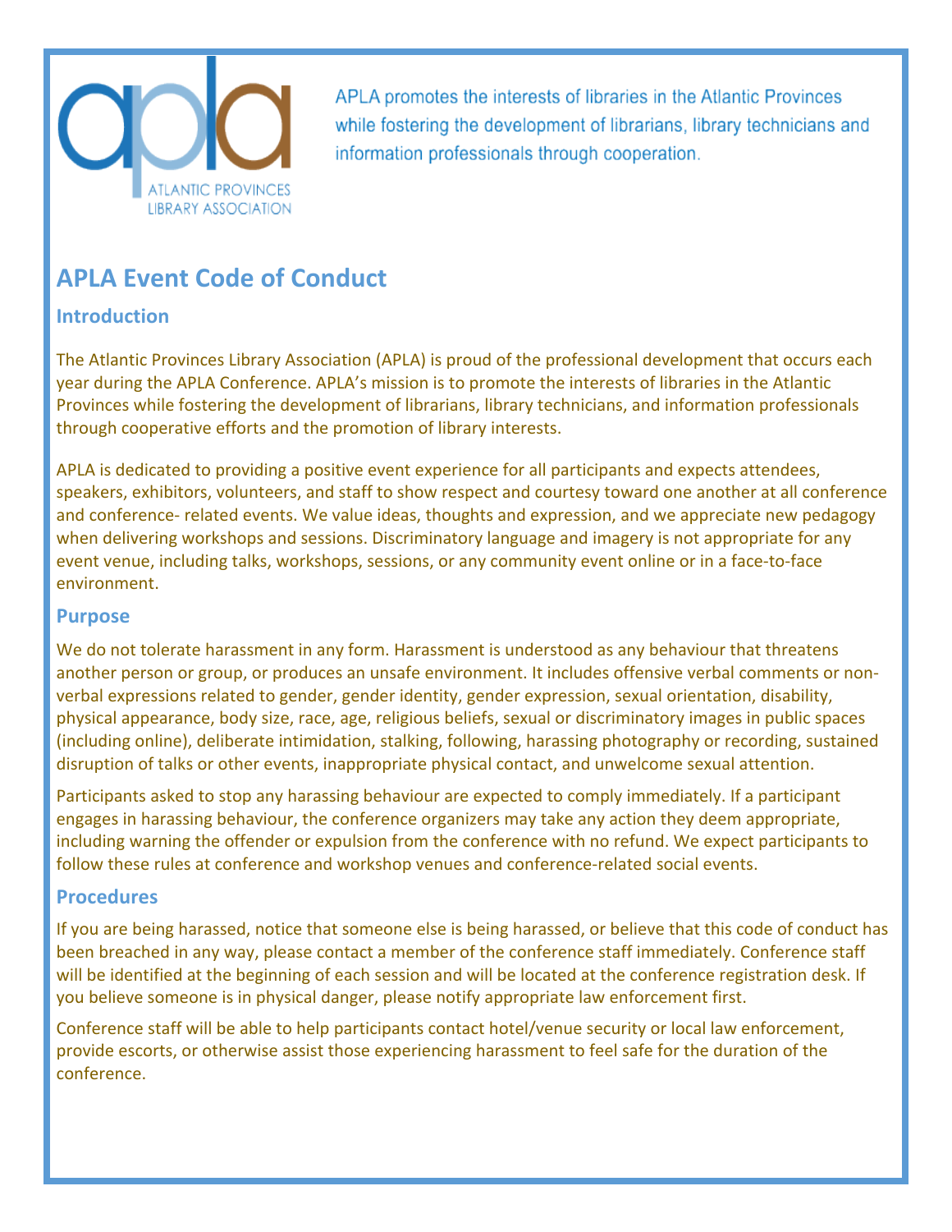APLA promotes the interests of libraries in the Atlantic Provinces while fostering the development of librarians, library technicians and information professionals through cooperation.

# APLA Event Code of Conduct

## Introduction

The Atlantic Provinces Library Association (APLA) is proud of the professional development that occurs each year during the APLA Conference. APLA's mission is to promote the interests of libraries in the Atlantic Provinces while fostering the development of librarians, library technicians, and information professionals through cooperative efforts and the promotion of library interests.

APLA is dedicated to providing a positive event experience for all participants and expects attendees, speakers, exhibitors, volunteers, and staff to show respect and courtesy toward one another at all conference and conference- related events. We value ideas, thoughts and expression, and we appreciate new pedagogy when delivering workshops and sessions. Discriminatory language and imagery is not appropriate for any event venue, including talks, workshops, sessions, or any community event online or in a face-to-face environment.

## Purpose

We do not tolerate harassment in any form. Harassment is understood as any behaviour that threatens another person or group, or produces an unsafe environment. It includes offensive verbal comments or non-verbal expressions related to gender, gender identity, gender expression, sexual orientation, disability, physical appearance, body size, race, age, religious beliefs, sexual or discriminatory images in public spaces (including online), deliberate intimidation, stalking, following, harassing photography or recording, sustained disruption of talks or other events, inappropriate physical contact, and unwelcome sexual attention.

Participants asked to stop any harassing behaviour are expected to comply immediately. If a participant engages in harassing behaviour, the conference organizers may take any action they deem appropriate, including warning the offender or expulsion from the conference with no refund. We expect participants to follow these rules at conference and workshop venues and conference-related social events.

## Procedures

If you are being harassed, notice that someone else is being harassed, or believe that this code of conduct has been breached in any way, please contact a member of the conference staff immediately. Conference staff will be identified at the beginning of each session and will be located at the conference registration desk. If you believe someone is in physical danger, please notify appropriate law enforcement first.

Conference staff will be able to help participants contact hotel/venue security or local law enforcement, provide escorts, or otherwise assist those experiencing harassment to feel safe for the duration of the conference.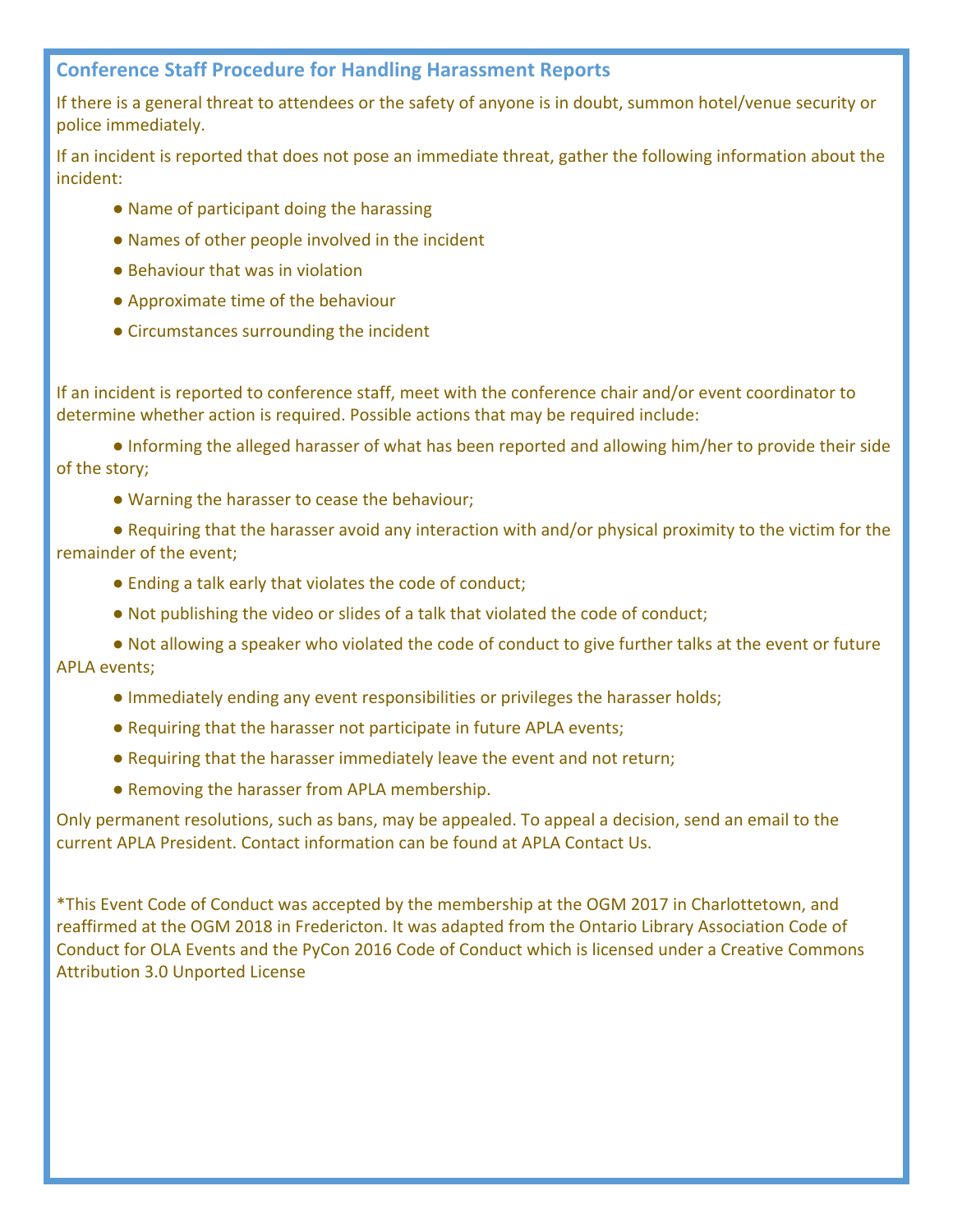## Conference Staff Procedure for Handling Harassment Reports

If there is a general threat to attendees or the safety of anyone is in doubt, summon hotel/venue security or police immediately.

If an incident is reported that does not pose an immediate threat, gather the following information about the incident:

- Name of participant doing the harassing
- Names of other people involved in the incident
- Behaviour that was in violation
- Approximate time of the behaviour
- Circumstances surrounding the incident

If an incident is reported to conference staff, meet with the conference chair and/or event coordinator to determine whether action is required. Possible actions that may be required include:

- Informing the alleged harasser of what has been reported and allowing him/her to provide their side of the story;
- Warning the harasser to cease the behaviour;
- Requiring that the harasser avoid any interaction with and/or physical proximity to the victim for the remainder of the event;
- Ending a talk early that violates the code of conduct;
- Not publishing the video or slides of a talk that violated the code of conduct;
- Not allowing a speaker who violated the code of conduct to give further talks at the event or future APLA events;
- Immediately ending any event responsibilities or privileges the harasser holds;
- Requiring that the harasser not participate in future APLA events;
- Requiring that the harasser immediately leave the event and not return;
- Removing the harasser from APLA membership.

Only permanent resolutions, such as bans, may be appealed. To appeal a decision, send an email to the current APLA President. Contact information can be found at APLA Contact Us.

*This Event Code of Conduct was accepted by the membership at the OGM 2017 in Charlottetown, and reaffirmed at the OGM 2018 in Fredericton. It was adapted from the Ontario Library Association Code of Conduct for OLA Events and the PyCon 2016 Code of Conduct which is licensed under a Creative Commons Attribution 3.0 Unported License